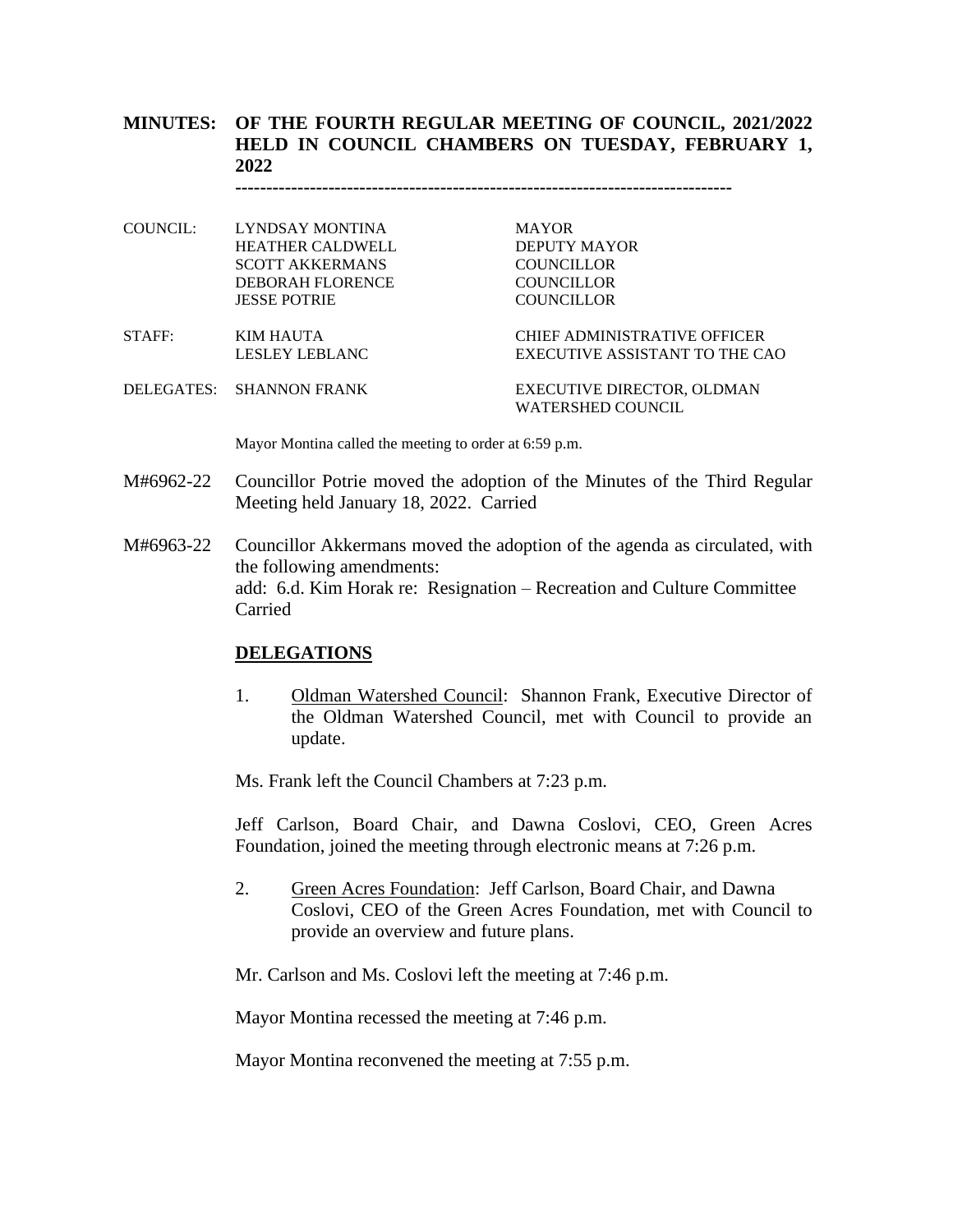**MINUTES: OF THE FOURTH REGULAR MEETING OF COUNCIL, 2021/2022 HELD IN COUNCIL CHAMBERS ON TUESDAY, FEBRUARY 1, 2022**

-----------------------------------------------------------------------------

| | | |
|---|---|---|
| COUNCIL: | LYNDSAY MONTINA | MAYOR |
| | HEATHER CALDWELL | DEPUTY MAYOR |
| | SCOTT AKKERMANS | COUNCILLOR |
| | DEBORAH FLORENCE | COUNCILLOR |
| | JESSE POTRIE | COUNCILLOR |
| STAFF: | KIM HAUTA | CHIEF ADMINISTRATIVE OFFICER |
| | LESLEY LEBLANC | EXECUTIVE ASSISTANT TO THE CAO |
| DELEGATES: | SHANNON FRANK | EXECUTIVE DIRECTOR, OLDMAN WATERSHED COUNCIL |

Mayor Montina called the meeting to order at 6:59 p.m.

M#6962-22 Councillor Potrie moved the adoption of the Minutes of the Third Regular Meeting held January 18, 2022. Carried

M#6963-22 Councillor Akkermans moved the adoption of the agenda as circulated, with the following amendments:
add: 6.d. Kim Horak re: Resignation – Recreation and Culture Committee
Carried

## DELEGATIONS

1. Oldman Watershed Council: Shannon Frank, Executive Director of the Oldman Watershed Council, met with Council to provide an update.

Ms. Frank left the Council Chambers at 7:23 p.m.

Jeff Carlson, Board Chair, and Dawna Coslovi, CEO, Green Acres Foundation, joined the meeting through electronic means at 7:26 p.m.

2. Green Acres Foundation: Jeff Carlson, Board Chair, and Dawna Coslovi, CEO of the Green Acres Foundation, met with Council to provide an overview and future plans.

Mr. Carlson and Ms. Coslovi left the meeting at 7:46 p.m.

Mayor Montina recessed the meeting at 7:46 p.m.

Mayor Montina reconvened the meeting at 7:55 p.m.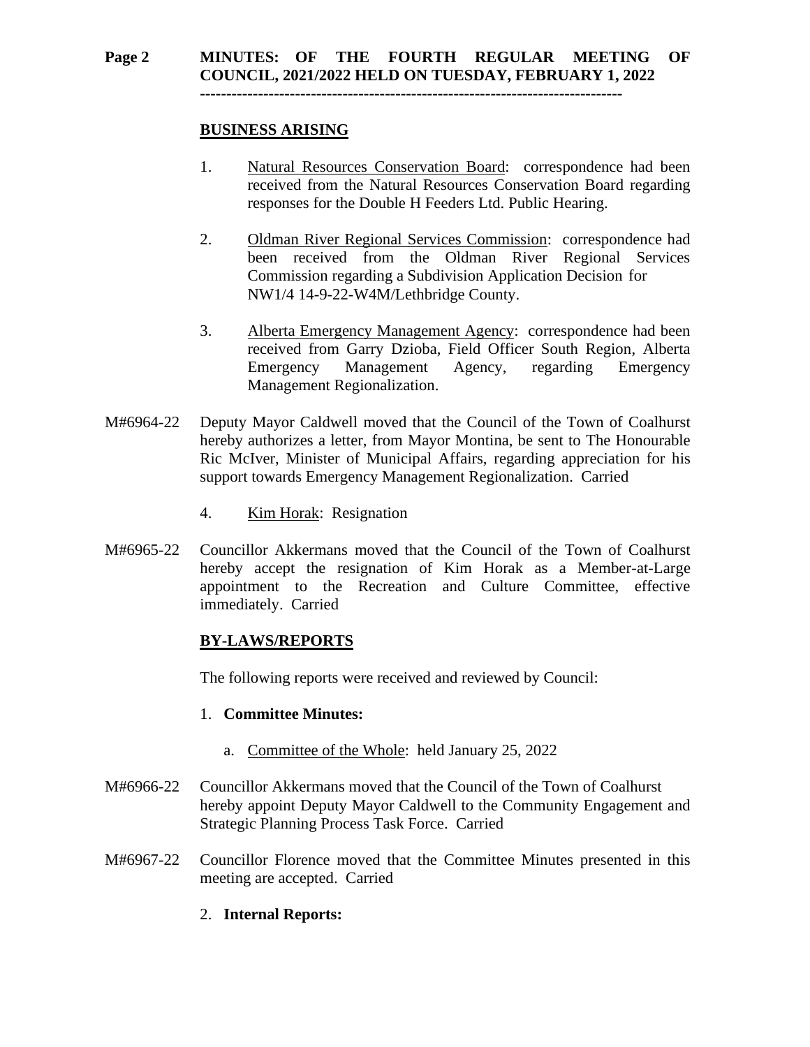## BUSINESS ARISING

1. Natural Resources Conservation Board: correspondence had been received from the Natural Resources Conservation Board regarding responses for the Double H Feeders Ltd. Public Hearing.

2. Oldman River Regional Services Commission: correspondence had been received from the Oldman River Regional Services Commission regarding a Subdivision Application Decision for NW1/4 14-9-22-W4M/Lethbridge County.

3. Alberta Emergency Management Agency: correspondence had been received from Garry Dzioba, Field Officer South Region, Alberta Emergency Management Agency, regarding Emergency Management Regionalization.

M#6964-22 Deputy Mayor Caldwell moved that the Council of the Town of Coalhurst hereby authorizes a letter, from Mayor Montina, be sent to The Honourable Ric McIver, Minister of Municipal Affairs, regarding appreciation for his support towards Emergency Management Regionalization. Carried

4. Kim Horak: Resignation

M#6965-22 Councillor Akkermans moved that the Council of the Town of Coalhurst hereby accept the resignation of Kim Horak as a Member-at-Large appointment to the Recreation and Culture Committee, effective immediately. Carried

## BY-LAWS/REPORTS

The following reports were received and reviewed by Council:

1. **Committee Minutes:**

   a. Committee of the Whole: held January 25, 2022

M#6966-22 Councillor Akkermans moved that the Council of the Town of Coalhurst hereby appoint Deputy Mayor Caldwell to the Community Engagement and Strategic Planning Process Task Force. Carried

M#6967-22 Councillor Florence moved that the Committee Minutes presented in this meeting are accepted. Carried

2. **Internal Reports:**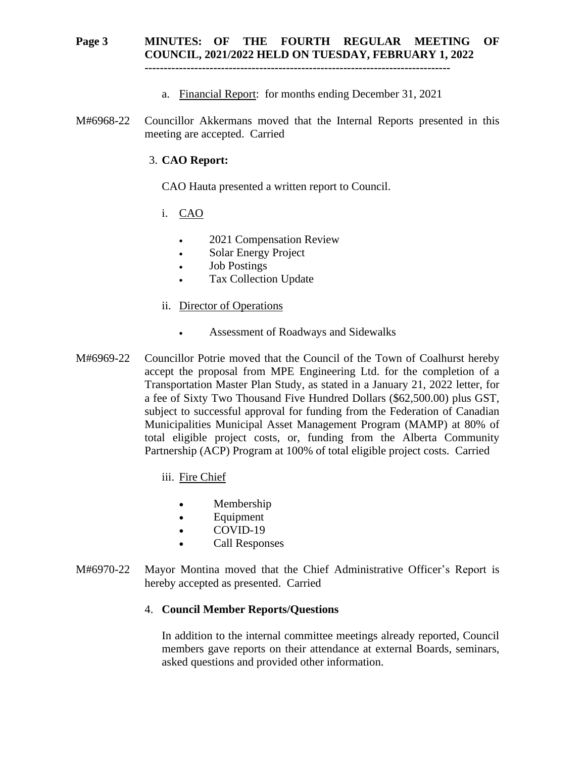a. Financial Report: for months ending December 31, 2021

M#6968-22 Councillor Akkermans moved that the Internal Reports presented in this meeting are accepted. Carried

3. **CAO Report:**

CAO Hauta presented a written report to Council.

i. CAO

- 2021 Compensation Review
- Solar Energy Project
- Job Postings
- Tax Collection Update

ii. Director of Operations

- Assessment of Roadways and Sidewalks

M#6969-22 Councillor Potrie moved that the Council of the Town of Coalhurst hereby accept the proposal from MPE Engineering Ltd. for the completion of a Transportation Master Plan Study, as stated in a January 21, 2022 letter, for a fee of Sixty Two Thousand Five Hundred Dollars ($62,500.00) plus GST, subject to successful approval for funding from the Federation of Canadian Municipalities Municipal Asset Management Program (MAMP) at 80% of total eligible project costs, or, funding from the Alberta Community Partnership (ACP) Program at 100% of total eligible project costs. Carried

iii. Fire Chief

- Membership
- Equipment
- COVID-19
- Call Responses

M#6970-22 Mayor Montina moved that the Chief Administrative Officer's Report is hereby accepted as presented. Carried

4. **Council Member Reports/Questions**

In addition to the internal committee meetings already reported, Council members gave reports on their attendance at external Boards, seminars, asked questions and provided other information.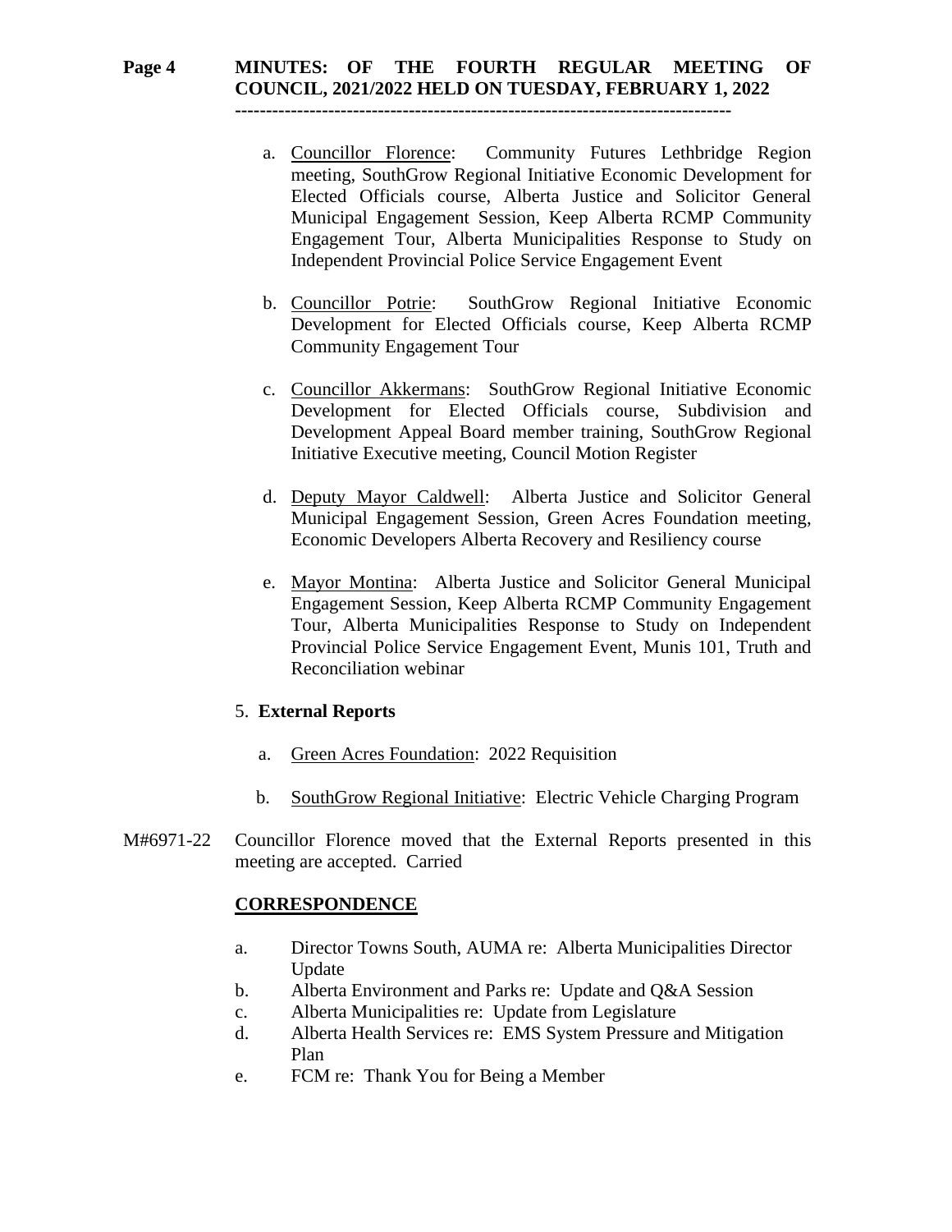- a. Councillor Florence: Community Futures Lethbridge Region meeting, SouthGrow Regional Initiative Economic Development for Elected Officials course, Alberta Justice and Solicitor General Municipal Engagement Session, Keep Alberta RCMP Community Engagement Tour, Alberta Municipalities Response to Study on Independent Provincial Police Service Engagement Event
- b. Councillor Potrie: SouthGrow Regional Initiative Economic Development for Elected Officials course, Keep Alberta RCMP Community Engagement Tour
- c. Councillor Akkermans: SouthGrow Regional Initiative Economic Development for Elected Officials course, Subdivision and Development Appeal Board member training, SouthGrow Regional Initiative Executive meeting, Council Motion Register
- d. Deputy Mayor Caldwell: Alberta Justice and Solicitor General Municipal Engagement Session, Green Acres Foundation meeting, Economic Developers Alberta Recovery and Resiliency course
- e. Mayor Montina: Alberta Justice and Solicitor General Municipal Engagement Session, Keep Alberta RCMP Community Engagement Tour, Alberta Municipalities Response to Study on Independent Provincial Police Service Engagement Event, Munis 101, Truth and Reconciliation webinar

5. **External Reports**

- a. Green Acres Foundation: 2022 Requisition
- b. SouthGrow Regional Initiative: Electric Vehicle Charging Program

M#6971-22 Councillor Florence moved that the External Reports presented in this meeting are accepted. Carried

**CORRESPONDENCE**

- a. Director Towns South, AUMA re: Alberta Municipalities Director Update
- b. Alberta Environment and Parks re: Update and Q&A Session
- c. Alberta Municipalities re: Update from Legislature
- d. Alberta Health Services re: EMS System Pressure and Mitigation Plan
- e. FCM re: Thank You for Being a Member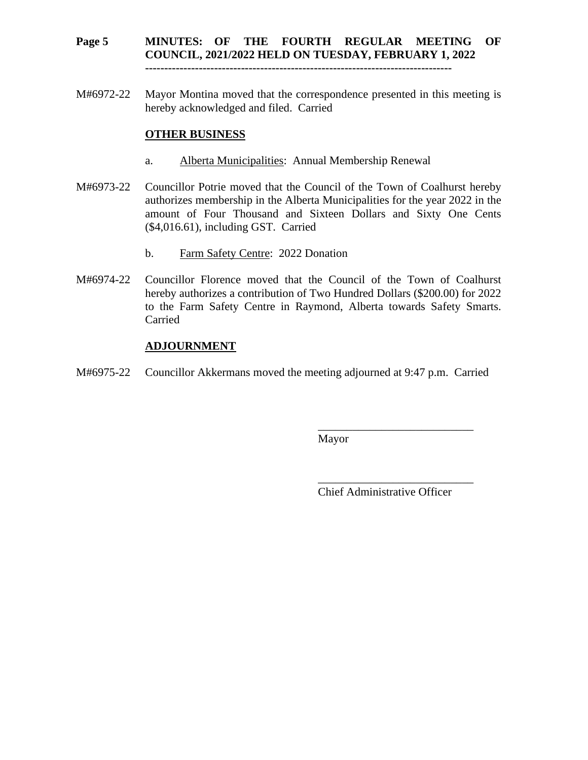M#6972-22 Mayor Montina moved that the correspondence presented in this meeting is hereby acknowledged and filed. Carried

**OTHER BUSINESS**

a. Alberta Municipalities: Annual Membership Renewal

M#6973-22 Councillor Potrie moved that the Council of the Town of Coalhurst hereby authorizes membership in the Alberta Municipalities for the year 2022 in the amount of Four Thousand and Sixteen Dollars and Sixty One Cents ($4,016.61), including GST. Carried

b. Farm Safety Centre: 2022 Donation

M#6974-22 Councillor Florence moved that the Council of the Town of Coalhurst hereby authorizes a contribution of Two Hundred Dollars ($200.00) for 2022 to the Farm Safety Centre in Raymond, Alberta towards Safety Smarts. Carried

**ADJOURNMENT**

M#6975-22 Councillor Akkermans moved the meeting adjourned at 9:47 p.m. Carried

___________________________
Mayor

___________________________
Chief Administrative Officer